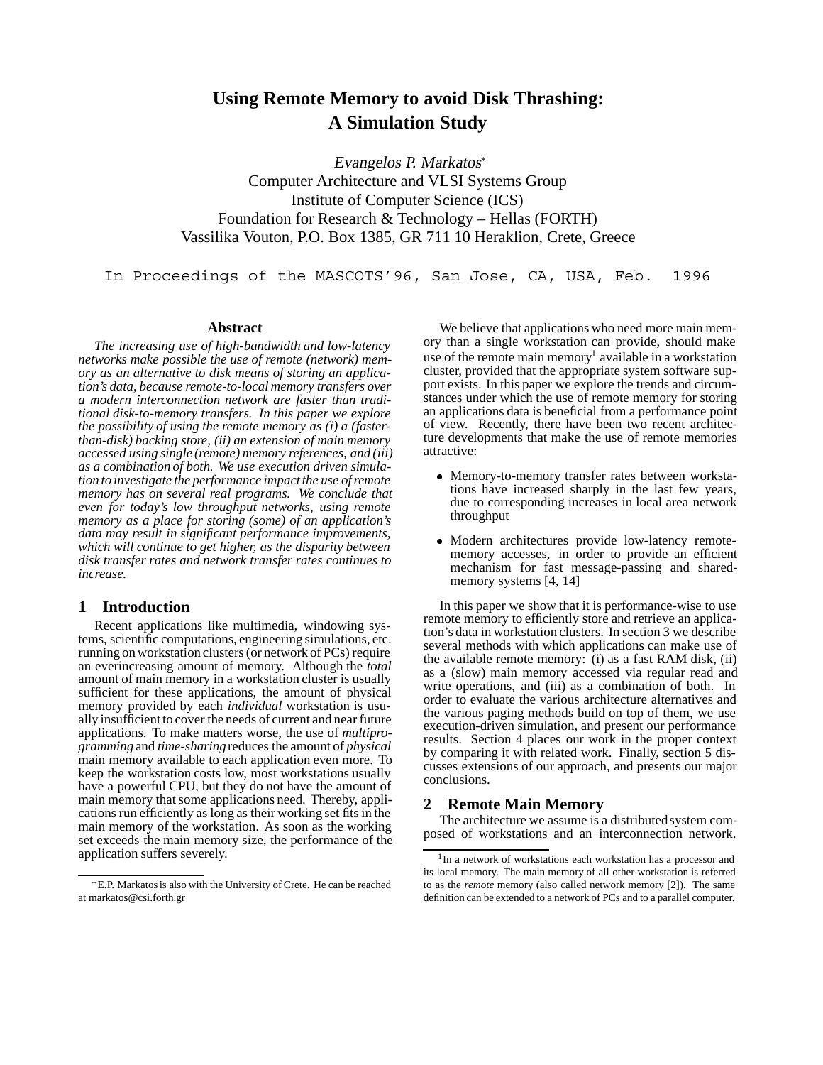# Using Remote Memory to avoid Disk Thrashing: A Simulation Study

*Evangelos P. Markatos*[*]

Computer Architecture and VLSI Systems Group
Institute of Computer Science (ICS)
Foundation for Research & Technology – Hellas (FORTH)
Vassilika Vouton, P.O. Box 1385, GR 711 10 Heraklion, Crete, Greece

In Proceedings of the MASCOTS'96, San Jose, CA, USA, Feb. 1996

### Abstract

*The increasing use of high-bandwidth and low-latency networks make possible the use of remote (network) memory as an alternative to disk means of storing an application's data, because remote-to-local memory transfers over a modern interconnection network are faster than traditional disk-to-memory transfers. In this paper we explore the possibility of using the remote memory as (i) a (faster-than-disk) backing store, (ii) an extension of main memory accessed using single (remote) memory references, and (iii) as a combination of both. We use execution driven simulation to investigate the performance impact the use of remote memory has on several real programs. We conclude that even for today's low throughput networks, using remote memory as a place for storing (some) of an application's data may result in significant performance improvements, which will continue to get higher, as the disparity between disk transfer rates and network transfer rates continues to increase.*

## 1 Introduction

Recent applications like multimedia, windowing systems, scientific computations, engineering simulations, etc. running on workstation clusters (or network of PCs) require an everincreasing amount of memory. Although the *total* amount of main memory in a workstation cluster is usually sufficient for these applications, the amount of physical memory provided by each *individual* workstation is usually insufficient to cover the needs of current and near future applications. To make matters worse, the use of *multiprogramming* and *time-sharing* reduces the amount of *physical* main memory available to each application even more. To keep the workstation costs low, most workstations usually have a powerful CPU, but they do not have the amount of main memory that some applications need. Thereby, applications run efficiently as long as their working set fits in the main memory of the workstation. As soon as the working set exceeds the main memory size, the performance of the application suffers severely.

We believe that applications who need more main memory than a single workstation can provide, should make use of the remote main memory[1] available in a workstation cluster, provided that the appropriate system software support exists. In this paper we explore the trends and circumstances under which the use of remote memory for storing an applications data is beneficial from a performance point of view. Recently, there have been two recent architecture developments that make the use of remote memories attractive:

- Memory-to-memory transfer rates between workstations have increased sharply in the last few years, due to corresponding increases in local area network throughput
- Modern architectures provide low-latency remote-memory accesses, in order to provide an efficient mechanism for fast message-passing and shared-memory systems [4, 14]

In this paper we show that it is performance-wise to use remote memory to efficiently store and retrieve an application's data in workstation clusters. In section 3 we describe several methods with which applications can make use of the available remote memory: (i) as a fast RAM disk, (ii) as a (slow) main memory accessed via regular read and write operations, and (iii) as a combination of both. In order to evaluate the various architecture alternatives and the various paging methods build on top of them, we use execution-driven simulation, and present our performance results. Section 4 places our work in the proper context by comparing it with related work. Finally, section 5 discusses extensions of our approach, and presents our major conclusions.

## 2 Remote Main Memory

The architecture we assume is a distributed system composed of workstations and an interconnection network.

---

[*] E.P. Markatos is also with the University of Crete. He can be reached at markatos@csi.forth.gr

[1] In a network of workstations each workstation has a processor and its local memory. The main memory of all other workstation is referred to as the *remote* memory (also called network memory [2]). The same definition can be extended to a network of PCs and to a parallel computer.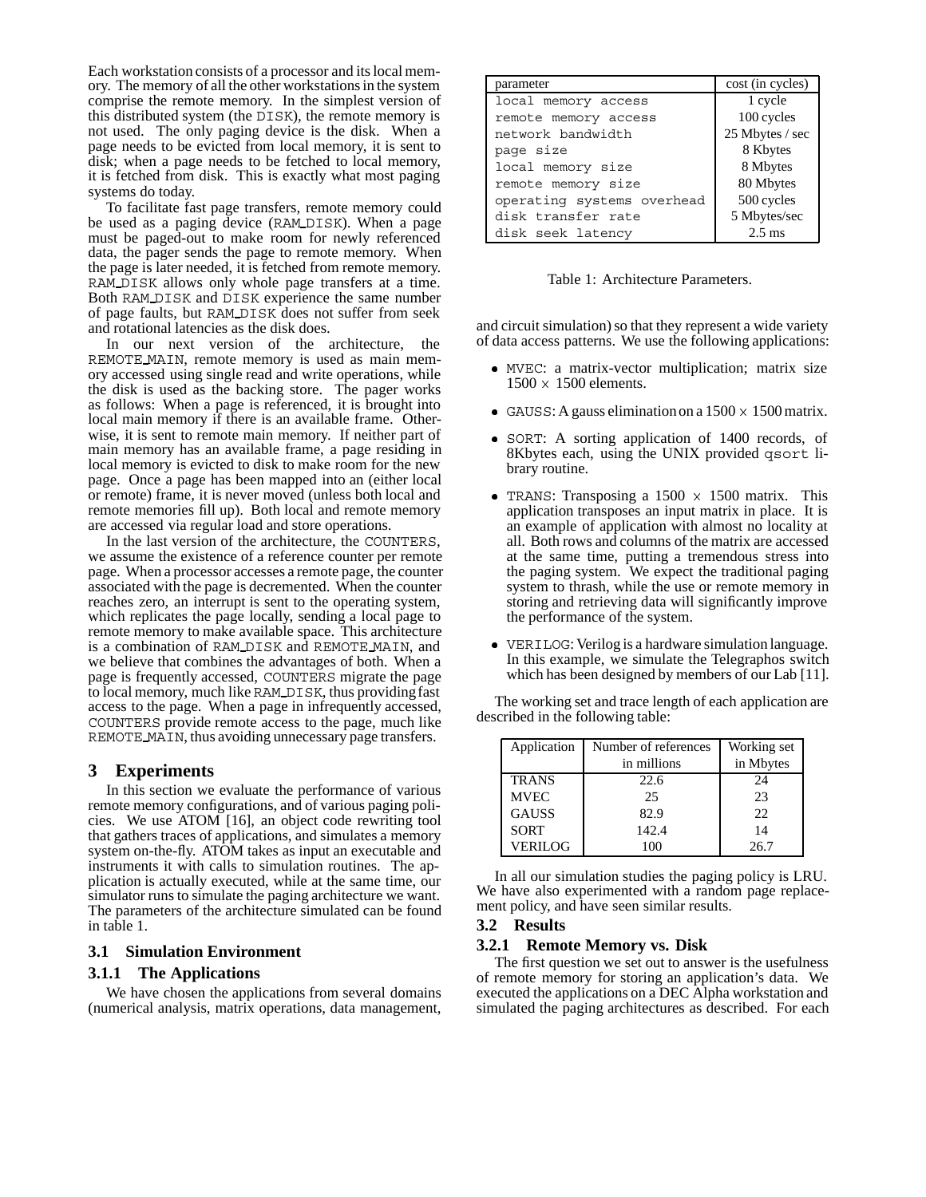Each workstation consists of a processor and its local memory. The memory of all the other workstations in the system comprise the remote memory. In the simplest version of this distributed system (the DISK), the remote memory is not used. The only paging device is the disk. When a page needs to be evicted from local memory, it is sent to disk; when a page needs to be fetched to local memory, it is fetched from disk. This is exactly what most paging systems do today.

To facilitate fast page transfers, remote memory could be used as a paging device (RAM_DISK). When a page must be paged-out to make room for newly referenced data, the pager sends the page to remote memory. When the page is later needed, it is fetched from remote memory. RAM_DISK allows only whole page transfers at a time. Both RAM_DISK and DISK experience the same number of page faults, but RAM_DISK does not suffer from seek and rotational latencies as the disk does.

In our next version of the architecture, the REMOTE_MAIN, remote memory is used as main memory accessed using single read and write operations, while the disk is used as the backing store. The pager works as follows: When a page is referenced, it is brought into local main memory if there is an available frame. Otherwise, it is sent to remote main memory. If neither part of main memory has an available frame, a page residing in local memory is evicted to disk to make room for the new page. Once a page has been mapped into an (either local or remote) frame, it is never moved (unless both local and remote memories fill up). Both local and remote memory are accessed via regular load and store operations.

In the last version of the architecture, the COUNTERS, we assume the existence of a reference counter per remote page. When a processor accesses a remote page, the counter associated with the page is decremented. When the counter reaches zero, an interrupt is sent to the operating system, which replicates the page locally, sending a local page to remote memory to make available space. This architecture is a combination of RAM_DISK and REMOTE_MAIN, and we believe that combines the advantages of both. When a page is frequently accessed, COUNTERS migrate the page to local memory, much like RAM_DISK, thus providing fast access to the page. When a page in infrequently accessed, COUNTERS provide remote access to the page, much like REMOTE_MAIN, thus avoiding unnecessary page transfers.

## 3 Experiments

In this section we evaluate the performance of various remote memory configurations, and of various paging policies. We use ATOM [16], an object code rewriting tool that gathers traces of applications, and simulates a memory system on-the-fly. ATOM takes as input an executable and instruments it with calls to simulation routines. The application is actually executed, while at the same time, our simulator runs to simulate the paging architecture we want. The parameters of the architecture simulated can be found in table 1.

### 3.1 Simulation Environment

#### 3.1.1 The Applications

We have chosen the applications from several domains (numerical analysis, matrix operations, data management, and circuit simulation) so that they represent a wide variety of data access patterns. We use the following applications:

| parameter | cost (in cycles) |
|---|---|
| local memory access | 1 cycle |
| remote memory access | 100 cycles |
| network bandwidth | 25 Mbytes / sec |
| page size | 8 Kbytes |
| local memory size | 8 Mbytes |
| remote memory size | 80 Mbytes |
| operating systems overhead | 500 cycles |
| disk transfer rate | 5 Mbytes/sec |
| disk seek latency | 2.5 ms |

Table 1: Architecture Parameters.

- MVEC: a matrix-vector multiplication; matrix size $1500 \times 1500$ elements.
- GAUSS: A gauss elimination on a $1500 \times 1500$ matrix.
- SORT: A sorting application of 1400 records, of 8Kbytes each, using the UNIX provided qsort library routine.
- TRANS: Transposing a $1500 \times 1500$ matrix. This application transposes an input matrix in place. It is an example of application with almost no locality at all. Both rows and columns of the matrix are accessed at the same time, putting a tremendous stress into the paging system. We expect the traditional paging system to thrash, while the use or remote memory in storing and retrieving data will significantly improve the performance of the system.
- VERILOG: Verilog is a hardware simulation language. In this example, we simulate the Telegraphos switch which has been designed by members of our Lab [11].

The working set and trace length of each application are described in the following table:

| Application | Number of references in millions | Working set in Mbytes |
|---|---|---|
| TRANS | 22.6 | 24 |
| MVEC | 25 | 23 |
| GAUSS | 82.9 | 22 |
| SORT | 142.4 | 14 |
| VERILOG | 100 | 26.7 |

In all our simulation studies the paging policy is LRU. We have also experimented with a random page replacement policy, and have seen similar results.

### 3.2 Results

#### 3.2.1 Remote Memory vs. Disk

The first question we set out to answer is the usefulness of remote memory for storing an application's data. We executed the applications on a DEC Alpha workstation and simulated the paging architectures as described. For each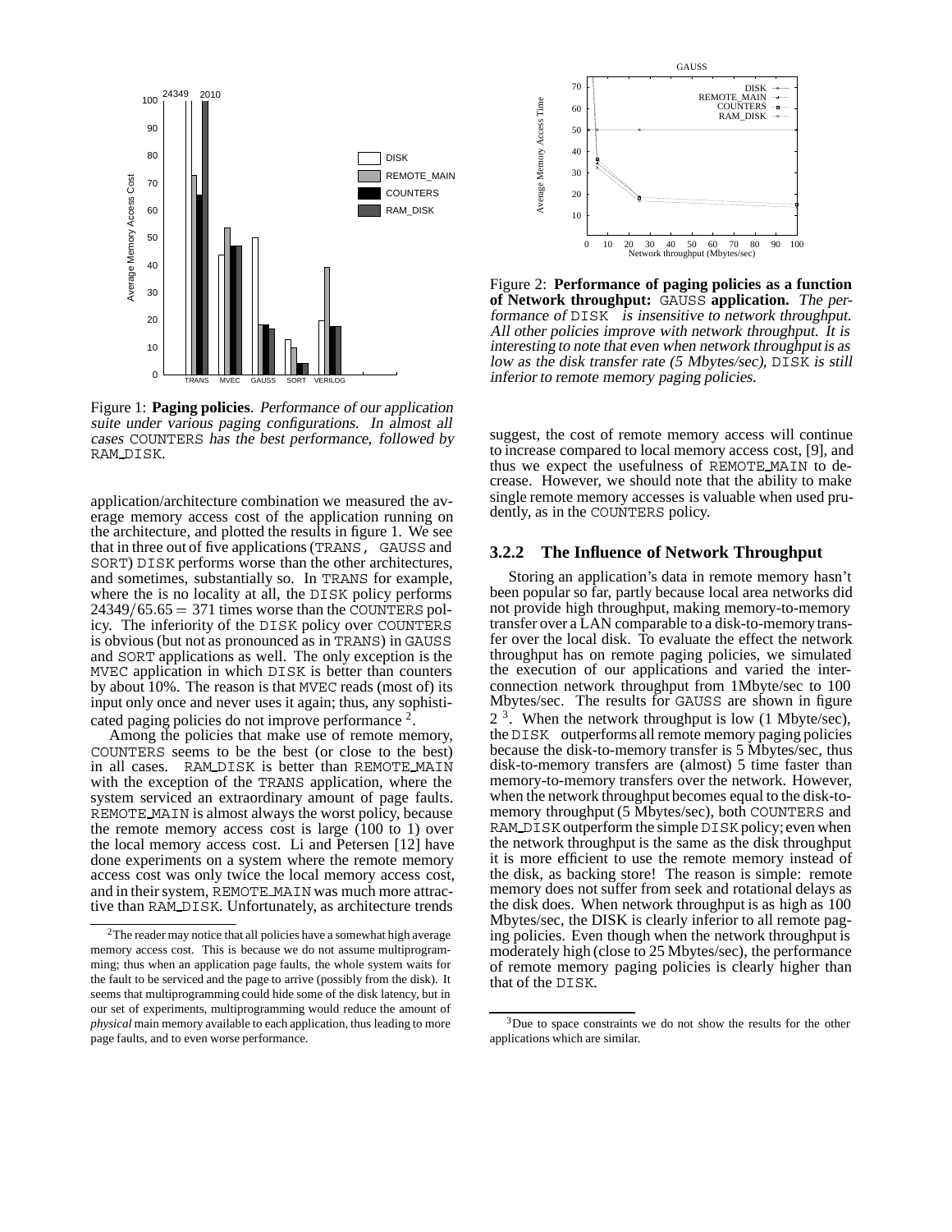Figure 1: **Paging policies**. *Performance of our application suite under various paging configurations. In almost all cases* COUNTERS *has the best performance, followed by* RAM_DISK.

application/architecture combination we measured the average memory access cost of the application running on the architecture, and plotted the results in figure 1. We see that in three out of five applications (TRANS, GAUSS and SORT) DISK performs worse than the other architectures, and sometimes, substantially so. In TRANS for example, where the is no locality at all, the DISK policy performs $24349/65.65 = 371$ times worse than the COUNTERS policy. The inferiority of the DISK policy over COUNTERS is obvious (but not as pronounced as in TRANS) in GAUSS and SORT applications as well. The only exception is the MVEC application in which DISK is better than counters by about 10%. The reason is that MVEC reads (most of) its input only once and never uses it again; thus, any sophisticated paging policies do not improve performance [2].

Among the policies that make use of remote memory, COUNTERS seems to be the best (or close to the best) in all cases. RAM_DISK is better than REMOTE_MAIN with the exception of the TRANS application, where the system serviced an extraordinary amount of page faults. REMOTE_MAIN is almost always the worst policy, because the remote memory access cost is large (100 to 1) over the local memory access cost. Li and Petersen [12] have done experiments on a system where the remote memory access cost was only twice the local memory access cost, and in their system, REMOTE_MAIN was much more attractive than RAM_DISK. Unfortunately, as architecture trends suggest, the cost of remote memory access will continue to increase compared to local memory access cost, [9], and thus we expect the usefulness of REMOTE_MAIN to decrease. However, we should note that the ability to make single remote memory accesses is valuable when used prudently, as in the COUNTERS policy.

Figure 2: **Performance of paging policies as a function of Network throughput:** GAUSS **application.** *The performance of* DISK *is insensitive to network throughput. All other policies improve with network throughput. It is interesting to note that even when network throughput is as low as the disk transfer rate (5 Mbytes/sec),* DISK *is still inferior to remote memory paging policies.*

### 3.2.2 The Influence of Network Throughput

Storing an application's data in remote memory hasn't been popular so far, partly because local area networks did not provide high throughput, making memory-to-memory transfer over a LAN comparable to a disk-to-memory transfer over the local disk. To evaluate the effect the network throughput has on remote paging policies, we simulated the execution of our applications and varied the interconnection network throughput from 1Mbyte/sec to 100 Mbytes/sec. The results for GAUSS are shown in figure 2 [3]. When the network throughput is low (1 Mbyte/sec), the DISK outperforms all remote memory paging policies because the disk-to-memory transfer is 5 Mbytes/sec, thus disk-to-memory transfers are (almost) 5 time faster than memory-to-memory transfers over the network. However, when the network throughput becomes equal to the disk-to-memory throughput (5 Mbytes/sec), both COUNTERS and RAM_DISK outperform the simple DISK policy; even when the network throughput is the same as the disk throughput it is more efficient to use the remote memory instead of the disk, as backing store! The reason is simple: remote memory does not suffer from seek and rotational delays as the disk does. When network throughput is as high as 100 Mbytes/sec, the DISK is clearly inferior to all remote paging policies. Even though when the network throughput is moderately high (close to 25 Mbytes/sec), the performance of remote memory paging policies is clearly higher than that of the DISK.

---

[2] The reader may notice that all policies have a somewhat high average memory access cost. This is because we do not assume multiprogramming; thus when an application page faults, the whole system waits for the fault to be serviced and the page to arrive (possibly from the disk). It seems that multiprogramming could hide some of the disk latency, but in our set of experiments, multiprogramming would reduce the amount of *physical* main memory available to each application, thus leading to more page faults, and to even worse performance.

[3] Due to space constraints we do not show the results for the other applications which are similar.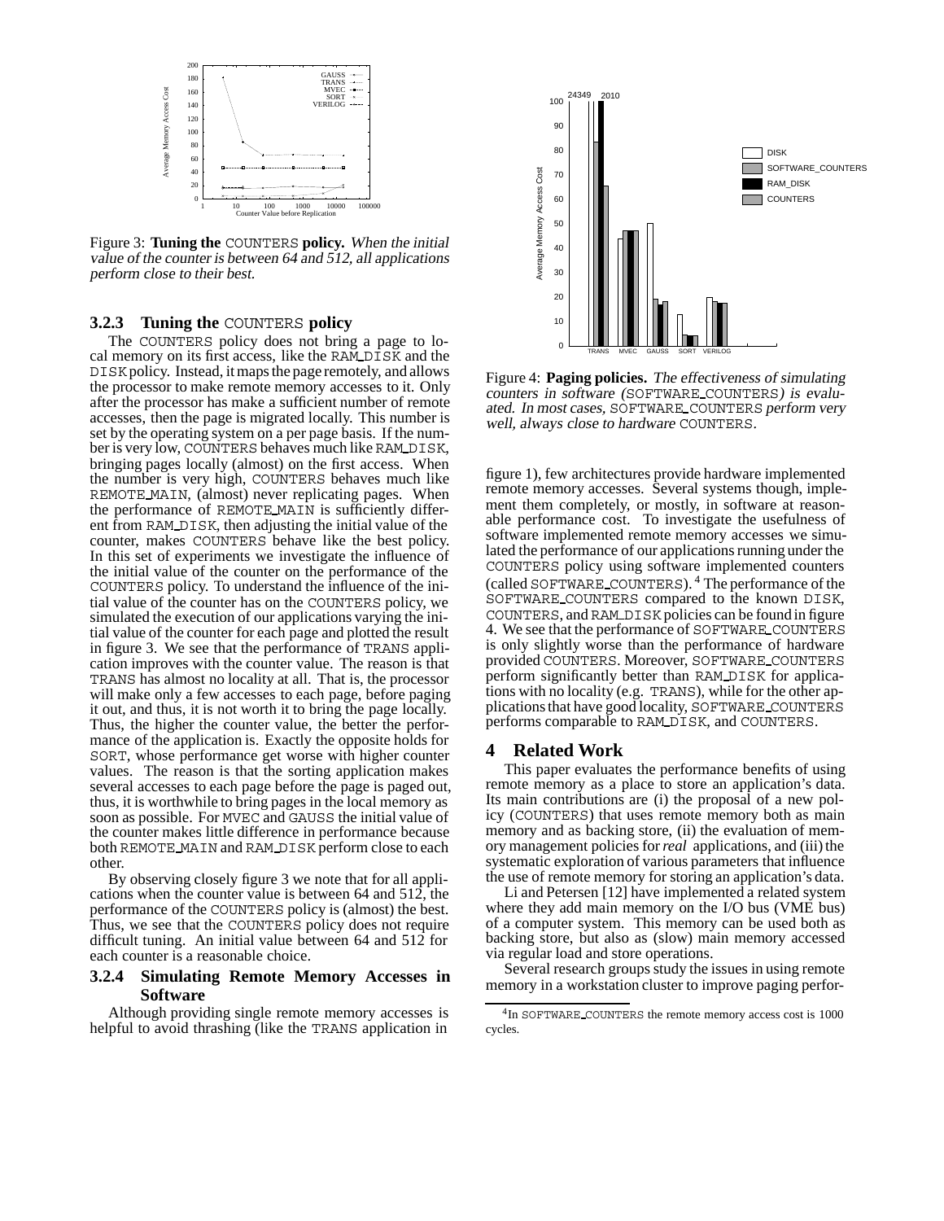Figure 3: **Tuning the** COUNTERS **policy.** *When the initial value of the counter is between 64 and 512, all applications perform close to their best.*

### 3.2.3 Tuning the COUNTERS policy

The COUNTERS policy does not bring a page to local memory on its first access, like the RAM_DISK and the DISK policy. Instead, it maps the page remotely, and allows the processor to make remote memory accesses to it. Only after the processor has make a sufficient number of remote accesses, then the page is migrated locally. This number is set by the operating system on a per page basis. If the number is very low, COUNTERS behaves much like RAM_DISK, bringing pages locally (almost) on the first access. When the number is very high, COUNTERS behaves much like REMOTE_MAIN, (almost) never replicating pages. When the performance of REMOTE_MAIN is sufficiently different from RAM_DISK, then adjusting the initial value of the counter, makes COUNTERS behave like the best policy. In this set of experiments we investigate the influence of the initial value of the counter on the performance of the COUNTERS policy. To understand the influence of the initial value of the counter has on the COUNTERS policy, we simulated the execution of our applications varying the initial value of the counter for each page and plotted the result in figure 3. We see that the performance of TRANS application improves with the counter value. The reason is that TRANS has almost no locality at all. That is, the processor will make only a few accesses to each page, before paging it out, and thus, it is not worth it to bring the page locally. Thus, the higher the counter value, the better the performance of the application is. Exactly the opposite holds for SORT, whose performance get worse with higher counter values. The reason is that the sorting application makes several accesses to each page before the page is paged out, thus, it is worthwhile to bring pages in the local memory as soon as possible. For MVEC and GAUSS the initial value of the counter makes little difference in performance because both REMOTE_MAIN and RAM_DISK perform close to each other.

By observing closely figure 3 we note that for all applications when the counter value is between 64 and 512, the performance of the COUNTERS policy is (almost) the best. Thus, we see that the COUNTERS policy does not require difficult tuning. An initial value between 64 and 512 for each counter is a reasonable choice.

### 3.2.4 Simulating Remote Memory Accesses in Software

Although providing single remote memory accesses is helpful to avoid thrashing (like the TRANS application in figure 1), few architectures provide hardware implemented remote memory accesses. Several systems though, implement them completely, or mostly, in software at reasonable performance cost. To investigate the usefulness of software implemented remote memory accesses we simulated the performance of our applications running under the COUNTERS policy using software implemented counters (called SOFTWARE_COUNTERS). [4] The performance of the SOFTWARE_COUNTERS compared to the known DISK, COUNTERS, and RAM_DISK policies can be found in figure 4. We see that the performance of SOFTWARE_COUNTERS is only slightly worse than the performance of hardware provided COUNTERS. Moreover, SOFTWARE_COUNTERS perform significantly better than RAM_DISK for applications with no locality (e.g. TRANS), while for the other applications that have good locality, SOFTWARE_COUNTERS performs comparable to RAM_DISK, and COUNTERS.

Figure 4: **Paging policies.** *The effectiveness of simulating counters in software (*SOFTWARE_COUNTERS*) is evaluated. In most cases,* SOFTWARE_COUNTERS *perform very well, always close to hardware* COUNTERS.

## 4 Related Work

This paper evaluates the performance benefits of using remote memory as a place to store an application's data. Its main contributions are (i) the proposal of a new policy (COUNTERS) that uses remote memory both as main memory and as backing store, (ii) the evaluation of memory management policies for *real* applications, and (iii) the systematic exploration of various parameters that influence the use of remote memory for storing an application's data.

Li and Petersen [12] have implemented a related system where they add main memory on the I/O bus (VME bus) of a computer system. This memory can be used both as backing store, but also as (slow) main memory accessed via regular load and store operations.

Several research groups study the issues in using remote memory in a workstation cluster to improve paging perfor-

[4] In SOFTWARE_COUNTERS the remote memory access cost is 1000 cycles.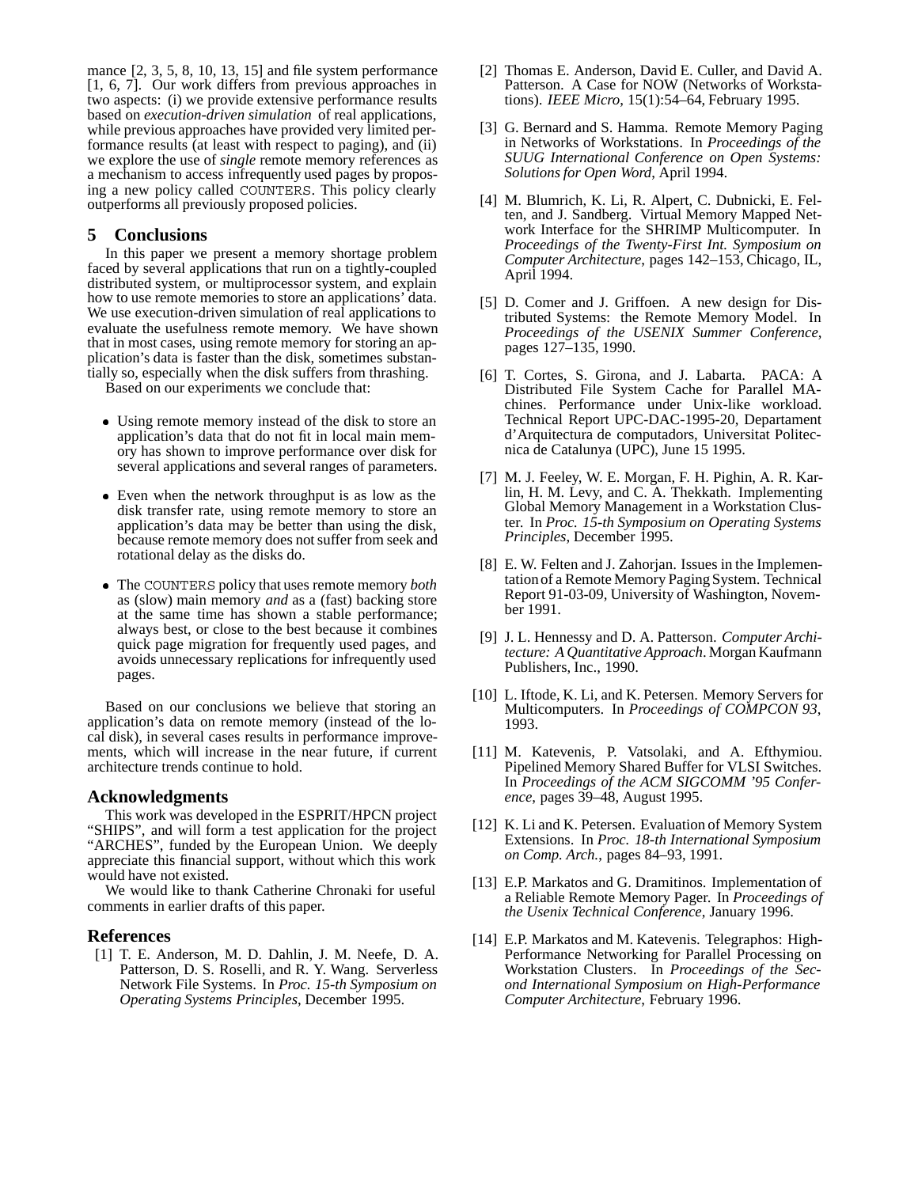mance [2, 3, 5, 8, 10, 13, 15] and file system performance [1, 6, 7]. Our work differs from previous approaches in two aspects: (i) we provide extensive performance results based on *execution-driven simulation* of real applications, while previous approaches have provided very limited performance results (at least with respect to paging), and (ii) we explore the use of *single* remote memory references as a mechanism to access infrequently used pages by proposing a new policy called COUNTERS. This policy clearly outperforms all previously proposed policies.

## 5 Conclusions

In this paper we present a memory shortage problem faced by several applications that run on a tightly-coupled distributed system, or multiprocessor system, and explain how to use remote memories to store an applications' data. We use execution-driven simulation of real applications to evaluate the usefulness remote memory. We have shown that in most cases, using remote memory for storing an application's data is faster than the disk, sometimes substantially so, especially when the disk suffers from thrashing.

Based on our experiments we conclude that:

- Using remote memory instead of the disk to store an application's data that do not fit in local main memory has shown to improve performance over disk for several applications and several ranges of parameters.
- Even when the network throughput is as low as the disk transfer rate, using remote memory to store an application's data may be better than using the disk, because remote memory does not suffer from seek and rotational delay as the disks do.
- The COUNTERS policy that uses remote memory *both* as (slow) main memory *and* as a (fast) backing store at the same time has shown a stable performance; always best, or close to the best because it combines quick page migration for frequently used pages, and avoids unnecessary replications for infrequently used pages.

Based on our conclusions we believe that storing an application's data on remote memory (instead of the local disk), in several cases results in performance improvements, which will increase in the near future, if current architecture trends continue to hold.

## Acknowledgments

This work was developed in the ESPRIT/HPCN project "SHIPS", and will form a test application for the project "ARCHES", funded by the European Union. We deeply appreciate this financial support, without which this work would have not existed.

We would like to thank Catherine Chronaki for useful comments in earlier drafts of this paper.

## References

[1] T. E. Anderson, M. D. Dahlin, J. M. Neefe, D. A. Patterson, D. S. Roselli, and R. Y. Wang. Serverless Network File Systems. In *Proc. 15-th Symposium on Operating Systems Principles*, December 1995.

[2] Thomas E. Anderson, David E. Culler, and David A. Patterson. A Case for NOW (Networks of Workstations). *IEEE Micro*, 15(1):54–64, February 1995.

[3] G. Bernard and S. Hamma. Remote Memory Paging in Networks of Workstations. In *Proceedings of the SUUG International Conference on Open Systems: Solutions for Open Word*, April 1994.

[4] M. Blumrich, K. Li, R. Alpert, C. Dubnicki, E. Felten, and J. Sandberg. Virtual Memory Mapped Network Interface for the SHRIMP Multicomputer. In *Proceedings of the Twenty-First Int. Symposium on Computer Architecture*, pages 142–153, Chicago, IL, April 1994.

[5] D. Comer and J. Griffoen. A new design for Distributed Systems: the Remote Memory Model. In *Proceedings of the USENIX Summer Conference*, pages 127–135, 1990.

[6] T. Cortes, S. Girona, and J. Labarta. PACA: A Distributed File System Cache for Parallel MAchines. Performance under Unix-like workload. Technical Report UPC-DAC-1995-20, Departament d'Arquitectura de computadors, Universitat Politecnica de Catalunya (UPC), June 15 1995.

[7] M. J. Feeley, W. E. Morgan, F. H. Pighin, A. R. Karlin, H. M. Levy, and C. A. Thekkath. Implementing Global Memory Management in a Workstation Cluster. In *Proc. 15-th Symposium on Operating Systems Principles*, December 1995.

[8] E. W. Felten and J. Zahorjan. Issues in the Implementation of a Remote Memory Paging System. Technical Report 91-03-09, University of Washington, November 1991.

[9] J. L. Hennessy and D. A. Patterson. *Computer Architecture: A Quantitative Approach*. Morgan Kaufmann Publishers, Inc., 1990.

[10] L. Iftode, K. Li, and K. Petersen. Memory Servers for Multicomputers. In *Proceedings of COMPCON 93*, 1993.

[11] M. Katevenis, P. Vatsolaki, and A. Efthymiou. Pipelined Memory Shared Buffer for VLSI Switches. In *Proceedings of the ACM SIGCOMM '95 Conference*, pages 39–48, August 1995.

[12] K. Li and K. Petersen. Evaluation of Memory System Extensions. In *Proc. 18-th International Symposium on Comp. Arch.*, pages 84–93, 1991.

[13] E.P. Markatos and G. Dramitinos. Implementation of a Reliable Remote Memory Pager. In *Proceedings of the Usenix Technical Conference*, January 1996.

[14] E.P. Markatos and M. Katevenis. Telegraphos: High-Performance Networking for Parallel Processing on Workstation Clusters. In *Proceedings of the Second International Symposium on High-Performance Computer Architecture*, February 1996.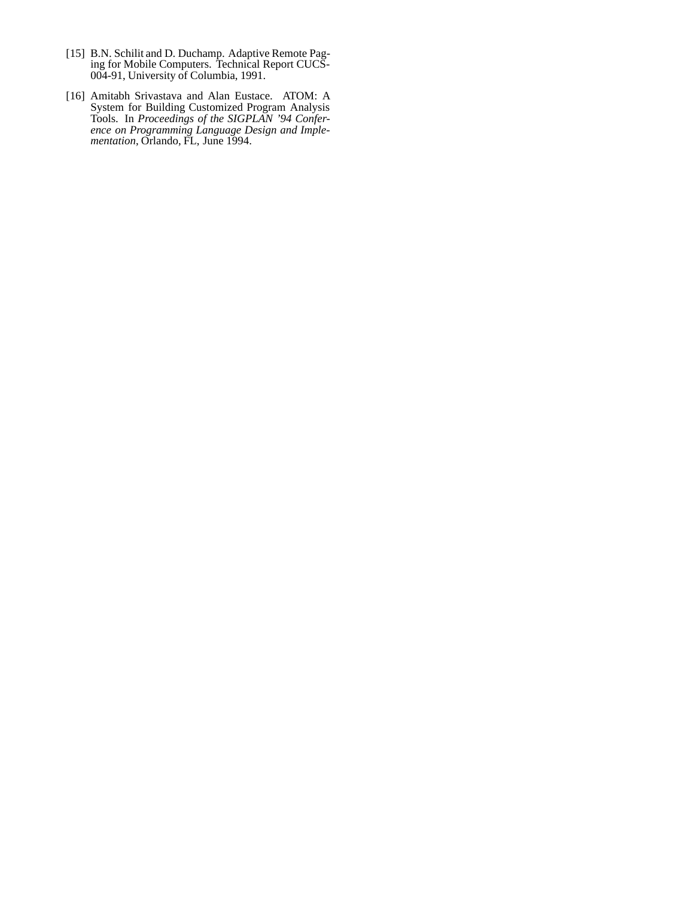[15] B.N. Schilit and D. Duchamp. Adaptive Remote Paging for Mobile Computers. Technical Report CUCS-004-91, University of Columbia, 1991.

[16] Amitabh Srivastava and Alan Eustace. ATOM: A System for Building Customized Program Analysis Tools. In *Proceedings of the SIGPLAN '94 Conference on Programming Language Design and Implementation*, Orlando, FL, June 1994.